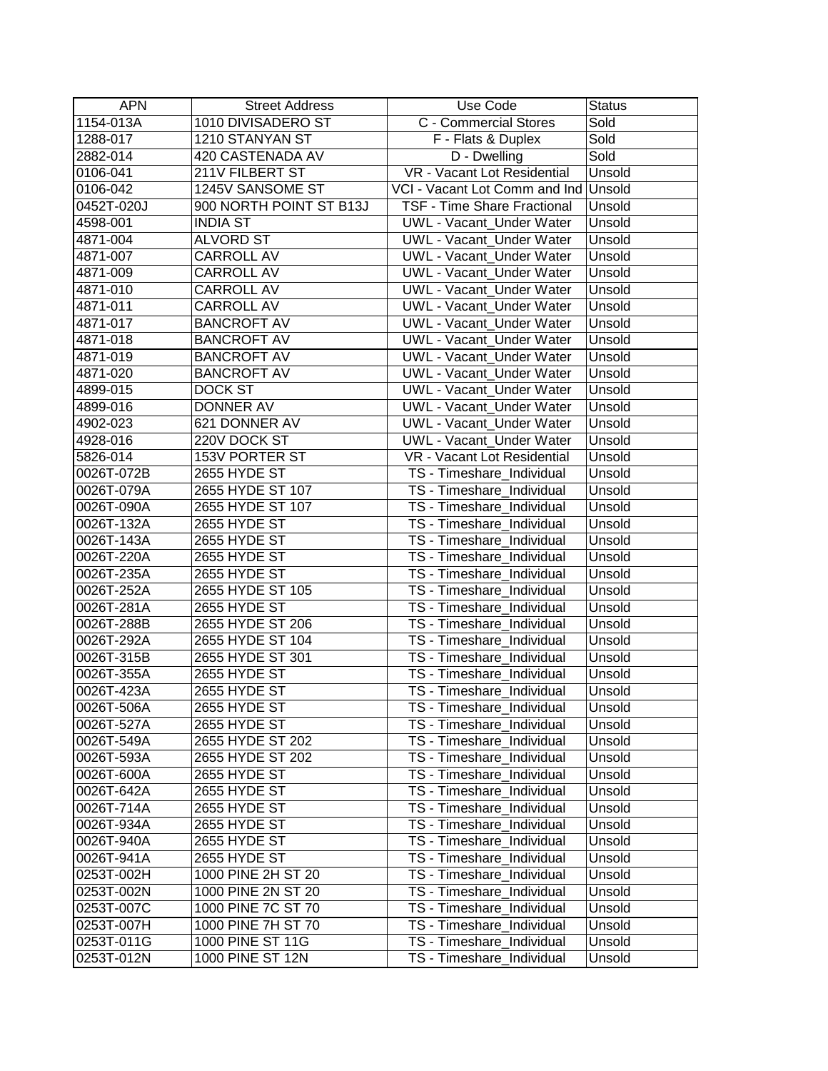| APN | Street Address | Use Code | Status |
|---|---|---|---|
| 1154-013A | 1010 DIVISADERO ST | C - Commercial Stores | Sold |
| 1288-017 | 1210 STANYAN ST | F - Flats & Duplex | Sold |
| 2882-014 | 420 CASTENADA AV | D - Dwelling | Sold |
| 0106-041 | 211V FILBERT ST | VR - Vacant Lot Residential | Unsold |
| 0106-042 | 1245V SANSOME ST | VCI - Vacant Lot Comm and Ind | Unsold |
| 0452T-020J | 900 NORTH POINT ST B13J | TSF - Time Share Fractional | Unsold |
| 4598-001 | INDIA ST | UWL - Vacant_Under Water | Unsold |
| 4871-004 | ALVORD ST | UWL - Vacant_Under Water | Unsold |
| 4871-007 | CARROLL AV | UWL - Vacant_Under Water | Unsold |
| 4871-009 | CARROLL AV | UWL - Vacant_Under Water | Unsold |
| 4871-010 | CARROLL AV | UWL - Vacant_Under Water | Unsold |
| 4871-011 | CARROLL AV | UWL - Vacant_Under Water | Unsold |
| 4871-017 | BANCROFT AV | UWL - Vacant_Under Water | Unsold |
| 4871-018 | BANCROFT AV | UWL - Vacant_Under Water | Unsold |
| 4871-019 | BANCROFT AV | UWL - Vacant_Under Water | Unsold |
| 4871-020 | BANCROFT AV | UWL - Vacant_Under Water | Unsold |
| 4899-015 | DOCK ST | UWL - Vacant_Under Water | Unsold |
| 4899-016 | DONNER AV | UWL - Vacant_Under Water | Unsold |
| 4902-023 | 621 DONNER AV | UWL - Vacant_Under Water | Unsold |
| 4928-016 | 220V DOCK ST | UWL - Vacant_Under Water | Unsold |
| 5826-014 | 153V PORTER ST | VR - Vacant Lot Residential | Unsold |
| 0026T-072B | 2655 HYDE ST | TS - Timeshare_Individual | Unsold |
| 0026T-079A | 2655 HYDE ST 107 | TS - Timeshare_Individual | Unsold |
| 0026T-090A | 2655 HYDE ST 107 | TS - Timeshare_Individual | Unsold |
| 0026T-132A | 2655 HYDE ST | TS - Timeshare_Individual | Unsold |
| 0026T-143A | 2655 HYDE ST | TS - Timeshare_Individual | Unsold |
| 0026T-220A | 2655 HYDE ST | TS - Timeshare_Individual | Unsold |
| 0026T-235A | 2655 HYDE ST | TS - Timeshare_Individual | Unsold |
| 0026T-252A | 2655 HYDE ST 105 | TS - Timeshare_Individual | Unsold |
| 0026T-281A | 2655 HYDE ST | TS - Timeshare_Individual | Unsold |
| 0026T-288B | 2655 HYDE ST 206 | TS - Timeshare_Individual | Unsold |
| 0026T-292A | 2655 HYDE ST 104 | TS - Timeshare_Individual | Unsold |
| 0026T-315B | 2655 HYDE ST 301 | TS - Timeshare_Individual | Unsold |
| 0026T-355A | 2655 HYDE ST | TS - Timeshare_Individual | Unsold |
| 0026T-423A | 2655 HYDE ST | TS - Timeshare_Individual | Unsold |
| 0026T-506A | 2655 HYDE ST | TS - Timeshare_Individual | Unsold |
| 0026T-527A | 2655 HYDE ST | TS - Timeshare_Individual | Unsold |
| 0026T-549A | 2655 HYDE ST 202 | TS - Timeshare_Individual | Unsold |
| 0026T-593A | 2655 HYDE ST 202 | TS - Timeshare_Individual | Unsold |
| 0026T-600A | 2655 HYDE ST | TS - Timeshare_Individual | Unsold |
| 0026T-642A | 2655 HYDE ST | TS - Timeshare_Individual | Unsold |
| 0026T-714A | 2655 HYDE ST | TS - Timeshare_Individual | Unsold |
| 0026T-934A | 2655 HYDE ST | TS - Timeshare_Individual | Unsold |
| 0026T-940A | 2655 HYDE ST | TS - Timeshare_Individual | Unsold |
| 0026T-941A | 2655 HYDE ST | TS - Timeshare_Individual | Unsold |
| 0253T-002H | 1000 PINE 2H ST 20 | TS - Timeshare_Individual | Unsold |
| 0253T-002N | 1000 PINE 2N ST 20 | TS - Timeshare_Individual | Unsold |
| 0253T-007C | 1000 PINE 7C ST 70 | TS - Timeshare_Individual | Unsold |
| 0253T-007H | 1000 PINE 7H ST 70 | TS - Timeshare_Individual | Unsold |
| 0253T-011G | 1000 PINE ST 11G | TS - Timeshare_Individual | Unsold |
| 0253T-012N | 1000 PINE ST 12N | TS - Timeshare_Individual | Unsold |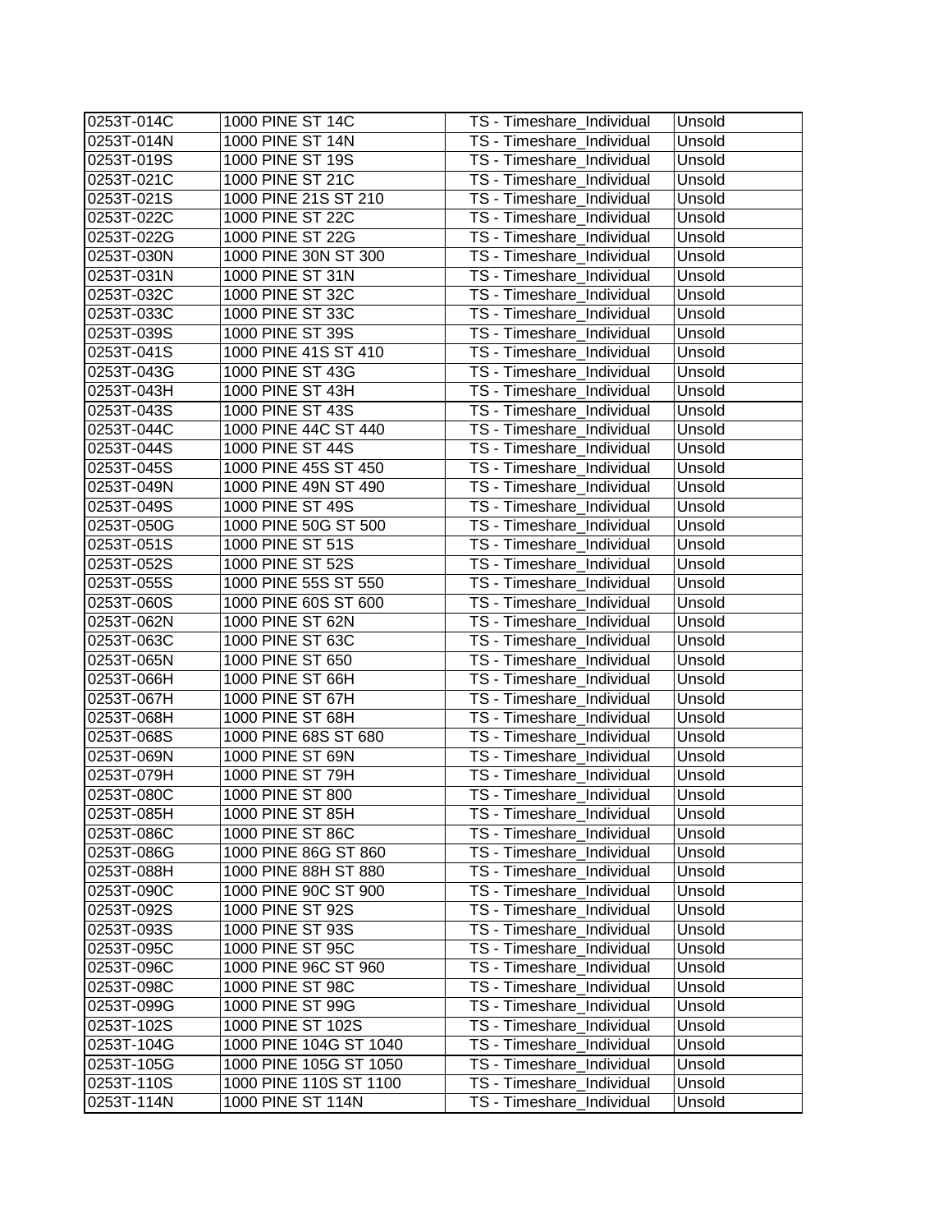| | | | |
|---|---|---|---|
| 0253T-014C | 1000 PINE ST 14C | TS - Timeshare_Individual | Unsold |
| 0253T-014N | 1000 PINE ST 14N | TS - Timeshare_Individual | Unsold |
| 0253T-019S | 1000 PINE ST 19S | TS - Timeshare_Individual | Unsold |
| 0253T-021C | 1000 PINE ST 21C | TS - Timeshare_Individual | Unsold |
| 0253T-021S | 1000 PINE 21S ST 210 | TS - Timeshare_Individual | Unsold |
| 0253T-022C | 1000 PINE ST 22C | TS - Timeshare_Individual | Unsold |
| 0253T-022G | 1000 PINE ST 22G | TS - Timeshare_Individual | Unsold |
| 0253T-030N | 1000 PINE 30N ST 300 | TS - Timeshare_Individual | Unsold |
| 0253T-031N | 1000 PINE ST 31N | TS - Timeshare_Individual | Unsold |
| 0253T-032C | 1000 PINE ST 32C | TS - Timeshare_Individual | Unsold |
| 0253T-033C | 1000 PINE ST 33C | TS - Timeshare_Individual | Unsold |
| 0253T-039S | 1000 PINE ST 39S | TS - Timeshare_Individual | Unsold |
| 0253T-041S | 1000 PINE 41S ST 410 | TS - Timeshare_Individual | Unsold |
| 0253T-043G | 1000 PINE ST 43G | TS - Timeshare_Individual | Unsold |
| 0253T-043H | 1000 PINE ST 43H | TS - Timeshare_Individual | Unsold |
| 0253T-043S | 1000 PINE ST 43S | TS - Timeshare_Individual | Unsold |
| 0253T-044C | 1000 PINE 44C ST 440 | TS - Timeshare_Individual | Unsold |
| 0253T-044S | 1000 PINE ST 44S | TS - Timeshare_Individual | Unsold |
| 0253T-045S | 1000 PINE 45S ST 450 | TS - Timeshare_Individual | Unsold |
| 0253T-049N | 1000 PINE 49N ST 490 | TS - Timeshare_Individual | Unsold |
| 0253T-049S | 1000 PINE ST 49S | TS - Timeshare_Individual | Unsold |
| 0253T-050G | 1000 PINE 50G ST 500 | TS - Timeshare_Individual | Unsold |
| 0253T-051S | 1000 PINE ST 51S | TS - Timeshare_Individual | Unsold |
| 0253T-052S | 1000 PINE ST 52S | TS - Timeshare_Individual | Unsold |
| 0253T-055S | 1000 PINE 55S ST 550 | TS - Timeshare_Individual | Unsold |
| 0253T-060S | 1000 PINE 60S ST 600 | TS - Timeshare_Individual | Unsold |
| 0253T-062N | 1000 PINE ST 62N | TS - Timeshare_Individual | Unsold |
| 0253T-063C | 1000 PINE ST 63C | TS - Timeshare_Individual | Unsold |
| 0253T-065N | 1000 PINE ST 650 | TS - Timeshare_Individual | Unsold |
| 0253T-066H | 1000 PINE ST 66H | TS - Timeshare_Individual | Unsold |
| 0253T-067H | 1000 PINE ST 67H | TS - Timeshare_Individual | Unsold |
| 0253T-068H | 1000 PINE ST 68H | TS - Timeshare_Individual | Unsold |
| 0253T-068S | 1000 PINE 68S ST 680 | TS - Timeshare_Individual | Unsold |
| 0253T-069N | 1000 PINE ST 69N | TS - Timeshare_Individual | Unsold |
| 0253T-079H | 1000 PINE ST 79H | TS - Timeshare_Individual | Unsold |
| 0253T-080C | 1000 PINE ST 800 | TS - Timeshare_Individual | Unsold |
| 0253T-085H | 1000 PINE ST 85H | TS - Timeshare_Individual | Unsold |
| 0253T-086C | 1000 PINE ST 86C | TS - Timeshare_Individual | Unsold |
| 0253T-086G | 1000 PINE 86G ST 860 | TS - Timeshare_Individual | Unsold |
| 0253T-088H | 1000 PINE 88H ST 880 | TS - Timeshare_Individual | Unsold |
| 0253T-090C | 1000 PINE 90C ST 900 | TS - Timeshare_Individual | Unsold |
| 0253T-092S | 1000 PINE ST 92S | TS - Timeshare_Individual | Unsold |
| 0253T-093S | 1000 PINE ST 93S | TS - Timeshare_Individual | Unsold |
| 0253T-095C | 1000 PINE ST 95C | TS - Timeshare_Individual | Unsold |
| 0253T-096C | 1000 PINE 96C ST 960 | TS - Timeshare_Individual | Unsold |
| 0253T-098C | 1000 PINE ST 98C | TS - Timeshare_Individual | Unsold |
| 0253T-099G | 1000 PINE ST 99G | TS - Timeshare_Individual | Unsold |
| 0253T-102S | 1000 PINE ST 102S | TS - Timeshare_Individual | Unsold |
| 0253T-104G | 1000 PINE 104G ST 1040 | TS - Timeshare_Individual | Unsold |
| 0253T-105G | 1000 PINE 105G ST 1050 | TS - Timeshare_Individual | Unsold |
| 0253T-110S | 1000 PINE 110S ST 1100 | TS - Timeshare_Individual | Unsold |
| 0253T-114N | 1000 PINE ST 114N | TS - Timeshare_Individual | Unsold |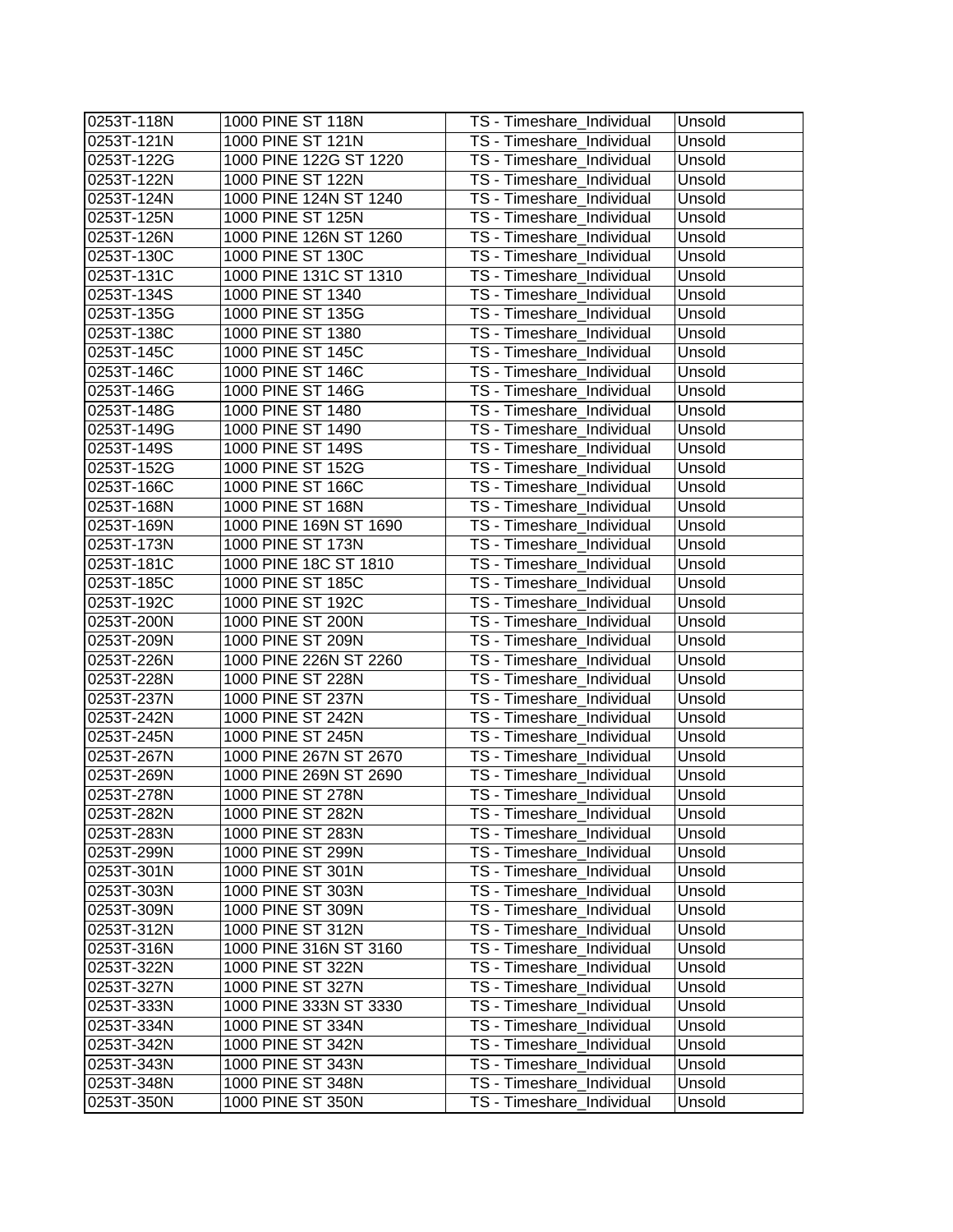| 0253T-118N | 1000 PINE ST 118N | TS - Timeshare_Individual | Unsold |
|---|---|---|---|
| 0253T-121N | 1000 PINE ST 121N | TS - Timeshare_Individual | Unsold |
| 0253T-122G | 1000 PINE 122G ST 1220 | TS - Timeshare_Individual | Unsold |
| 0253T-122N | 1000 PINE ST 122N | TS - Timeshare_Individual | Unsold |
| 0253T-124N | 1000 PINE 124N ST 1240 | TS - Timeshare_Individual | Unsold |
| 0253T-125N | 1000 PINE ST 125N | TS - Timeshare_Individual | Unsold |
| 0253T-126N | 1000 PINE 126N ST 1260 | TS - Timeshare_Individual | Unsold |
| 0253T-130C | 1000 PINE ST 130C | TS - Timeshare_Individual | Unsold |
| 0253T-131C | 1000 PINE 131C ST 1310 | TS - Timeshare_Individual | Unsold |
| 0253T-134S | 1000 PINE ST 1340 | TS - Timeshare_Individual | Unsold |
| 0253T-135G | 1000 PINE ST 135G | TS - Timeshare_Individual | Unsold |
| 0253T-138C | 1000 PINE ST 1380 | TS - Timeshare_Individual | Unsold |
| 0253T-145C | 1000 PINE ST 145C | TS - Timeshare_Individual | Unsold |
| 0253T-146C | 1000 PINE ST 146C | TS - Timeshare_Individual | Unsold |
| 0253T-146G | 1000 PINE ST 146G | TS - Timeshare_Individual | Unsold |
| 0253T-148G | 1000 PINE ST 1480 | TS - Timeshare_Individual | Unsold |
| 0253T-149G | 1000 PINE ST 1490 | TS - Timeshare_Individual | Unsold |
| 0253T-149S | 1000 PINE ST 149S | TS - Timeshare_Individual | Unsold |
| 0253T-152G | 1000 PINE ST 152G | TS - Timeshare_Individual | Unsold |
| 0253T-166C | 1000 PINE ST 166C | TS - Timeshare_Individual | Unsold |
| 0253T-168N | 1000 PINE ST 168N | TS - Timeshare_Individual | Unsold |
| 0253T-169N | 1000 PINE 169N ST 1690 | TS - Timeshare_Individual | Unsold |
| 0253T-173N | 1000 PINE ST 173N | TS - Timeshare_Individual | Unsold |
| 0253T-181C | 1000 PINE 18C ST 1810 | TS - Timeshare_Individual | Unsold |
| 0253T-185C | 1000 PINE ST 185C | TS - Timeshare_Individual | Unsold |
| 0253T-192C | 1000 PINE ST 192C | TS - Timeshare_Individual | Unsold |
| 0253T-200N | 1000 PINE ST 200N | TS - Timeshare_Individual | Unsold |
| 0253T-209N | 1000 PINE ST 209N | TS - Timeshare_Individual | Unsold |
| 0253T-226N | 1000 PINE 226N ST 2260 | TS - Timeshare_Individual | Unsold |
| 0253T-228N | 1000 PINE ST 228N | TS - Timeshare_Individual | Unsold |
| 0253T-237N | 1000 PINE ST 237N | TS - Timeshare_Individual | Unsold |
| 0253T-242N | 1000 PINE ST 242N | TS - Timeshare_Individual | Unsold |
| 0253T-245N | 1000 PINE ST 245N | TS - Timeshare_Individual | Unsold |
| 0253T-267N | 1000 PINE 267N ST 2670 | TS - Timeshare_Individual | Unsold |
| 0253T-269N | 1000 PINE 269N ST 2690 | TS - Timeshare_Individual | Unsold |
| 0253T-278N | 1000 PINE ST 278N | TS - Timeshare_Individual | Unsold |
| 0253T-282N | 1000 PINE ST 282N | TS - Timeshare_Individual | Unsold |
| 0253T-283N | 1000 PINE ST 283N | TS - Timeshare_Individual | Unsold |
| 0253T-299N | 1000 PINE ST 299N | TS - Timeshare_Individual | Unsold |
| 0253T-301N | 1000 PINE ST 301N | TS - Timeshare_Individual | Unsold |
| 0253T-303N | 1000 PINE ST 303N | TS - Timeshare_Individual | Unsold |
| 0253T-309N | 1000 PINE ST 309N | TS - Timeshare_Individual | Unsold |
| 0253T-312N | 1000 PINE ST 312N | TS - Timeshare_Individual | Unsold |
| 0253T-316N | 1000 PINE 316N ST 3160 | TS - Timeshare_Individual | Unsold |
| 0253T-322N | 1000 PINE ST 322N | TS - Timeshare_Individual | Unsold |
| 0253T-327N | 1000 PINE ST 327N | TS - Timeshare_Individual | Unsold |
| 0253T-333N | 1000 PINE 333N ST 3330 | TS - Timeshare_Individual | Unsold |
| 0253T-334N | 1000 PINE ST 334N | TS - Timeshare_Individual | Unsold |
| 0253T-342N | 1000 PINE ST 342N | TS - Timeshare_Individual | Unsold |
| 0253T-343N | 1000 PINE ST 343N | TS - Timeshare_Individual | Unsold |
| 0253T-348N | 1000 PINE ST 348N | TS - Timeshare_Individual | Unsold |
| 0253T-350N | 1000 PINE ST 350N | TS - Timeshare_Individual | Unsold |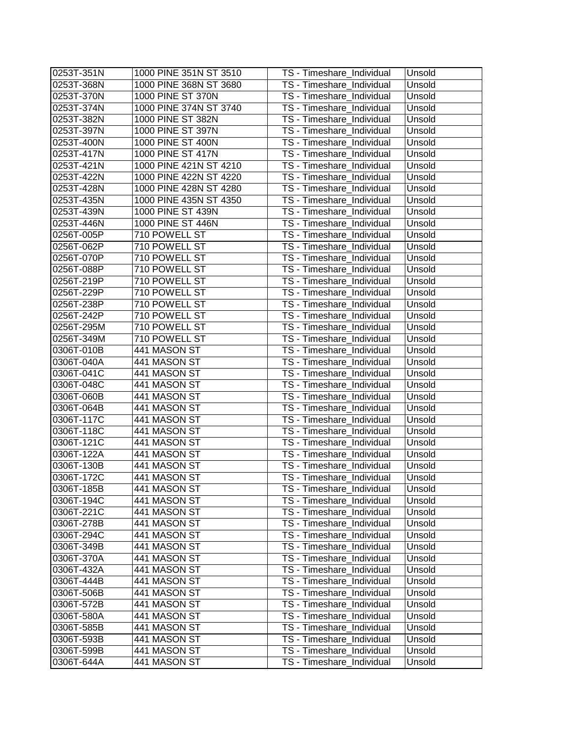| | | | |
|---|---|---|---|
| 0253T-351N | 1000 PINE 351N ST 3510 | TS - Timeshare_Individual | Unsold |
| 0253T-368N | 1000 PINE 368N ST 3680 | TS - Timeshare_Individual | Unsold |
| 0253T-370N | 1000 PINE ST 370N | TS - Timeshare_Individual | Unsold |
| 0253T-374N | 1000 PINE 374N ST 3740 | TS - Timeshare_Individual | Unsold |
| 0253T-382N | 1000 PINE ST 382N | TS - Timeshare_Individual | Unsold |
| 0253T-397N | 1000 PINE ST 397N | TS - Timeshare_Individual | Unsold |
| 0253T-400N | 1000 PINE ST 400N | TS - Timeshare_Individual | Unsold |
| 0253T-417N | 1000 PINE ST 417N | TS - Timeshare_Individual | Unsold |
| 0253T-421N | 1000 PINE 421N ST 4210 | TS - Timeshare_Individual | Unsold |
| 0253T-422N | 1000 PINE 422N ST 4220 | TS - Timeshare_Individual | Unsold |
| 0253T-428N | 1000 PINE 428N ST 4280 | TS - Timeshare_Individual | Unsold |
| 0253T-435N | 1000 PINE 435N ST 4350 | TS - Timeshare_Individual | Unsold |
| 0253T-439N | 1000 PINE ST 439N | TS - Timeshare_Individual | Unsold |
| 0253T-446N | 1000 PINE ST 446N | TS - Timeshare_Individual | Unsold |
| 0256T-005P | 710 POWELL ST | TS - Timeshare_Individual | Unsold |
| 0256T-062P | 710 POWELL ST | TS - Timeshare_Individual | Unsold |
| 0256T-070P | 710 POWELL ST | TS - Timeshare_Individual | Unsold |
| 0256T-088P | 710 POWELL ST | TS - Timeshare_Individual | Unsold |
| 0256T-219P | 710 POWELL ST | TS - Timeshare_Individual | Unsold |
| 0256T-229P | 710 POWELL ST | TS - Timeshare_Individual | Unsold |
| 0256T-238P | 710 POWELL ST | TS - Timeshare_Individual | Unsold |
| 0256T-242P | 710 POWELL ST | TS - Timeshare_Individual | Unsold |
| 0256T-295M | 710 POWELL ST | TS - Timeshare_Individual | Unsold |
| 0256T-349M | 710 POWELL ST | TS - Timeshare_Individual | Unsold |
| 0306T-010B | 441 MASON ST | TS - Timeshare_Individual | Unsold |
| 0306T-040A | 441 MASON ST | TS - Timeshare_Individual | Unsold |
| 0306T-041C | 441 MASON ST | TS - Timeshare_Individual | Unsold |
| 0306T-048C | 441 MASON ST | TS - Timeshare_Individual | Unsold |
| 0306T-060B | 441 MASON ST | TS - Timeshare_Individual | Unsold |
| 0306T-064B | 441 MASON ST | TS - Timeshare_Individual | Unsold |
| 0306T-117C | 441 MASON ST | TS - Timeshare_Individual | Unsold |
| 0306T-118C | 441 MASON ST | TS - Timeshare_Individual | Unsold |
| 0306T-121C | 441 MASON ST | TS - Timeshare_Individual | Unsold |
| 0306T-122A | 441 MASON ST | TS - Timeshare_Individual | Unsold |
| 0306T-130B | 441 MASON ST | TS - Timeshare_Individual | Unsold |
| 0306T-172C | 441 MASON ST | TS - Timeshare_Individual | Unsold |
| 0306T-185B | 441 MASON ST | TS - Timeshare_Individual | Unsold |
| 0306T-194C | 441 MASON ST | TS - Timeshare_Individual | Unsold |
| 0306T-221C | 441 MASON ST | TS - Timeshare_Individual | Unsold |
| 0306T-278B | 441 MASON ST | TS - Timeshare_Individual | Unsold |
| 0306T-294C | 441 MASON ST | TS - Timeshare_Individual | Unsold |
| 0306T-349B | 441 MASON ST | TS - Timeshare_Individual | Unsold |
| 0306T-370A | 441 MASON ST | TS - Timeshare_Individual | Unsold |
| 0306T-432A | 441 MASON ST | TS - Timeshare_Individual | Unsold |
| 0306T-444B | 441 MASON ST | TS - Timeshare_Individual | Unsold |
| 0306T-506B | 441 MASON ST | TS - Timeshare_Individual | Unsold |
| 0306T-572B | 441 MASON ST | TS - Timeshare_Individual | Unsold |
| 0306T-580A | 441 MASON ST | TS - Timeshare_Individual | Unsold |
| 0306T-585B | 441 MASON ST | TS - Timeshare_Individual | Unsold |
| 0306T-593B | 441 MASON ST | TS - Timeshare_Individual | Unsold |
| 0306T-599B | 441 MASON ST | TS - Timeshare_Individual | Unsold |
| 0306T-644A | 441 MASON ST | TS - Timeshare_Individual | Unsold |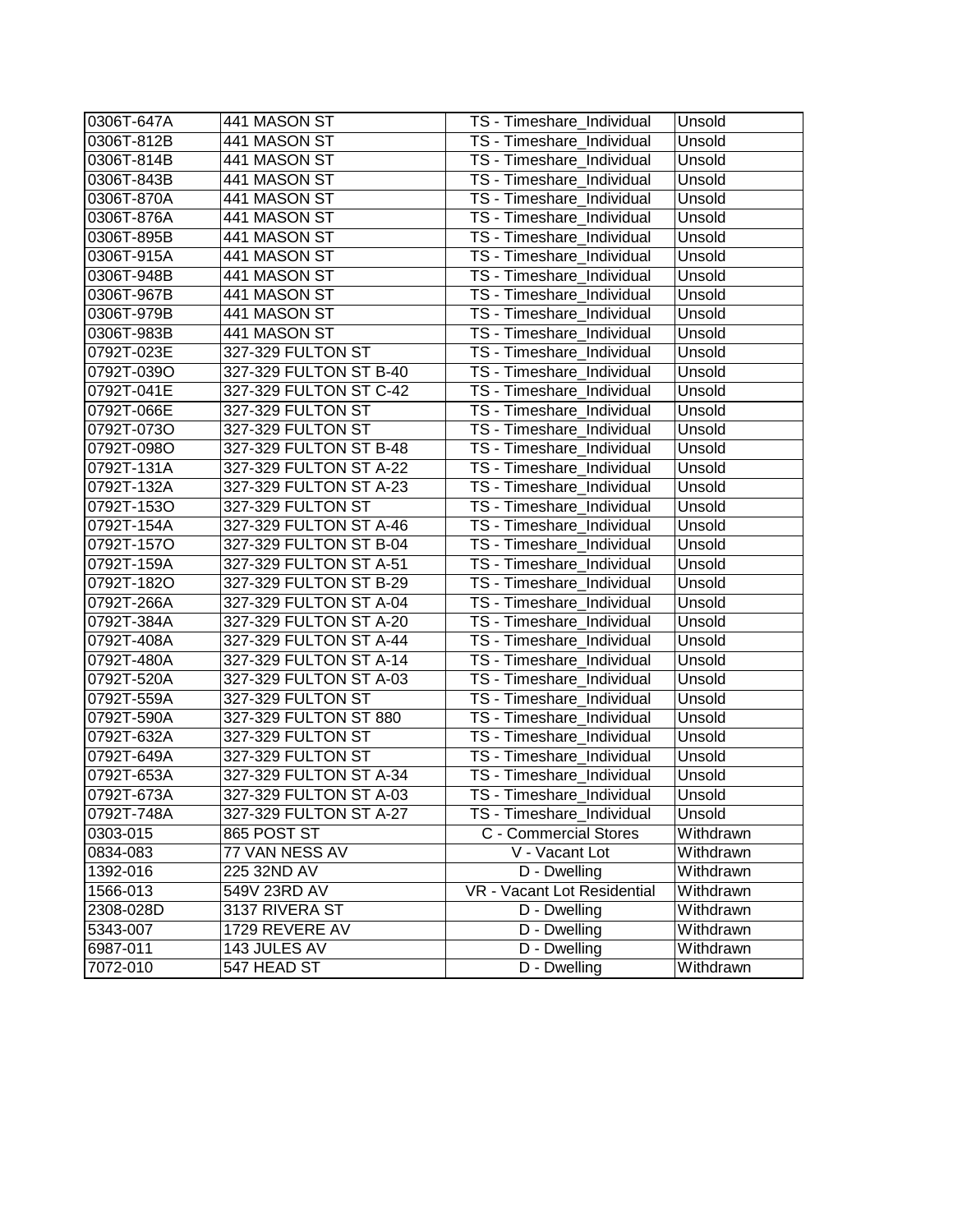| | | | |
|---|---|---|---|
| 0306T-647A | 441 MASON ST | TS - Timeshare_Individual | Unsold |
| 0306T-812B | 441 MASON ST | TS - Timeshare_Individual | Unsold |
| 0306T-814B | 441 MASON ST | TS - Timeshare_Individual | Unsold |
| 0306T-843B | 441 MASON ST | TS - Timeshare_Individual | Unsold |
| 0306T-870A | 441 MASON ST | TS - Timeshare_Individual | Unsold |
| 0306T-876A | 441 MASON ST | TS - Timeshare_Individual | Unsold |
| 0306T-895B | 441 MASON ST | TS - Timeshare_Individual | Unsold |
| 0306T-915A | 441 MASON ST | TS - Timeshare_Individual | Unsold |
| 0306T-948B | 441 MASON ST | TS - Timeshare_Individual | Unsold |
| 0306T-967B | 441 MASON ST | TS - Timeshare_Individual | Unsold |
| 0306T-979B | 441 MASON ST | TS - Timeshare_Individual | Unsold |
| 0306T-983B | 441 MASON ST | TS - Timeshare_Individual | Unsold |
| 0792T-023E | 327-329 FULTON ST | TS - Timeshare_Individual | Unsold |
| 0792T-039O | 327-329 FULTON ST B-40 | TS - Timeshare_Individual | Unsold |
| 0792T-041E | 327-329 FULTON ST C-42 | TS - Timeshare_Individual | Unsold |
| 0792T-066E | 327-329 FULTON ST | TS - Timeshare_Individual | Unsold |
| 0792T-073O | 327-329 FULTON ST | TS - Timeshare_Individual | Unsold |
| 0792T-098O | 327-329 FULTON ST B-48 | TS - Timeshare_Individual | Unsold |
| 0792T-131A | 327-329 FULTON ST A-22 | TS - Timeshare_Individual | Unsold |
| 0792T-132A | 327-329 FULTON ST A-23 | TS - Timeshare_Individual | Unsold |
| 0792T-153O | 327-329 FULTON ST | TS - Timeshare_Individual | Unsold |
| 0792T-154A | 327-329 FULTON ST A-46 | TS - Timeshare_Individual | Unsold |
| 0792T-157O | 327-329 FULTON ST B-04 | TS - Timeshare_Individual | Unsold |
| 0792T-159A | 327-329 FULTON ST A-51 | TS - Timeshare_Individual | Unsold |
| 0792T-182O | 327-329 FULTON ST B-29 | TS - Timeshare_Individual | Unsold |
| 0792T-266A | 327-329 FULTON ST A-04 | TS - Timeshare_Individual | Unsold |
| 0792T-384A | 327-329 FULTON ST A-20 | TS - Timeshare_Individual | Unsold |
| 0792T-408A | 327-329 FULTON ST A-44 | TS - Timeshare_Individual | Unsold |
| 0792T-480A | 327-329 FULTON ST A-14 | TS - Timeshare_Individual | Unsold |
| 0792T-520A | 327-329 FULTON ST A-03 | TS - Timeshare_Individual | Unsold |
| 0792T-559A | 327-329 FULTON ST | TS - Timeshare_Individual | Unsold |
| 0792T-590A | 327-329 FULTON ST 880 | TS - Timeshare_Individual | Unsold |
| 0792T-632A | 327-329 FULTON ST | TS - Timeshare_Individual | Unsold |
| 0792T-649A | 327-329 FULTON ST | TS - Timeshare_Individual | Unsold |
| 0792T-653A | 327-329 FULTON ST A-34 | TS - Timeshare_Individual | Unsold |
| 0792T-673A | 327-329 FULTON ST A-03 | TS - Timeshare_Individual | Unsold |
| 0792T-748A | 327-329 FULTON ST A-27 | TS - Timeshare_Individual | Unsold |
| 0303-015 | 865 POST ST | C - Commercial Stores | Withdrawn |
| 0834-083 | 77 VAN NESS AV | V - Vacant Lot | Withdrawn |
| 1392-016 | 225 32ND AV | D - Dwelling | Withdrawn |
| 1566-013 | 549V 23RD AV | VR - Vacant Lot Residential | Withdrawn |
| 2308-028D | 3137 RIVERA ST | D - Dwelling | Withdrawn |
| 5343-007 | 1729 REVERE AV | D - Dwelling | Withdrawn |
| 6987-011 | 143 JULES AV | D - Dwelling | Withdrawn |
| 7072-010 | 547 HEAD ST | D - Dwelling | Withdrawn |